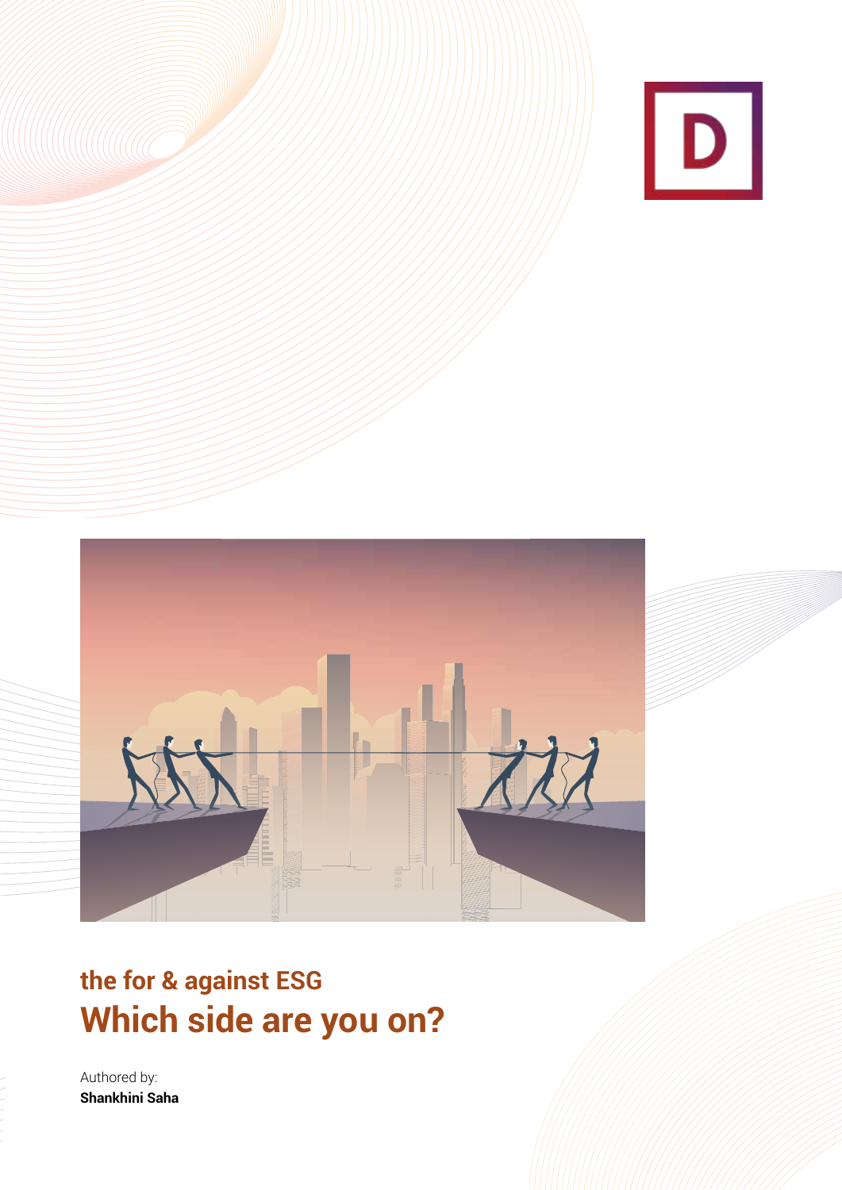## the for & against ESG

# Which side are you on?

Authored by:
**Shankhini Saha**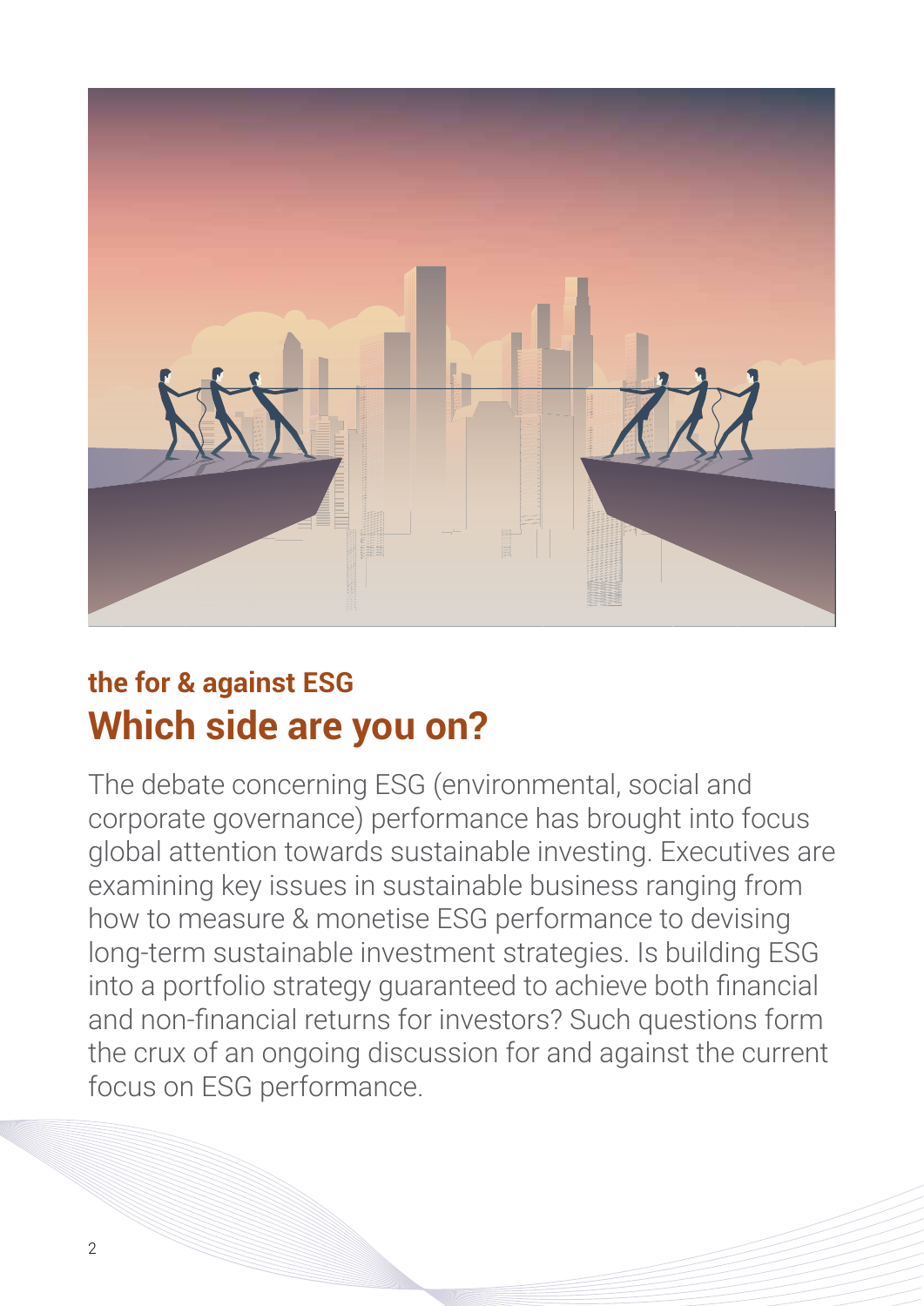### the for & against ESG

## Which side are you on?

The debate concerning ESG (environmental, social and corporate governance) performance has brought into focus global attention towards sustainable investing. Executives are examining key issues in sustainable business ranging from how to measure & monetise ESG performance to devising long-term sustainable investment strategies. Is building ESG into a portfolio strategy guaranteed to achieve both financial and non-financial returns for investors? Such questions form the crux of an ongoing discussion for and against the current focus on ESG performance.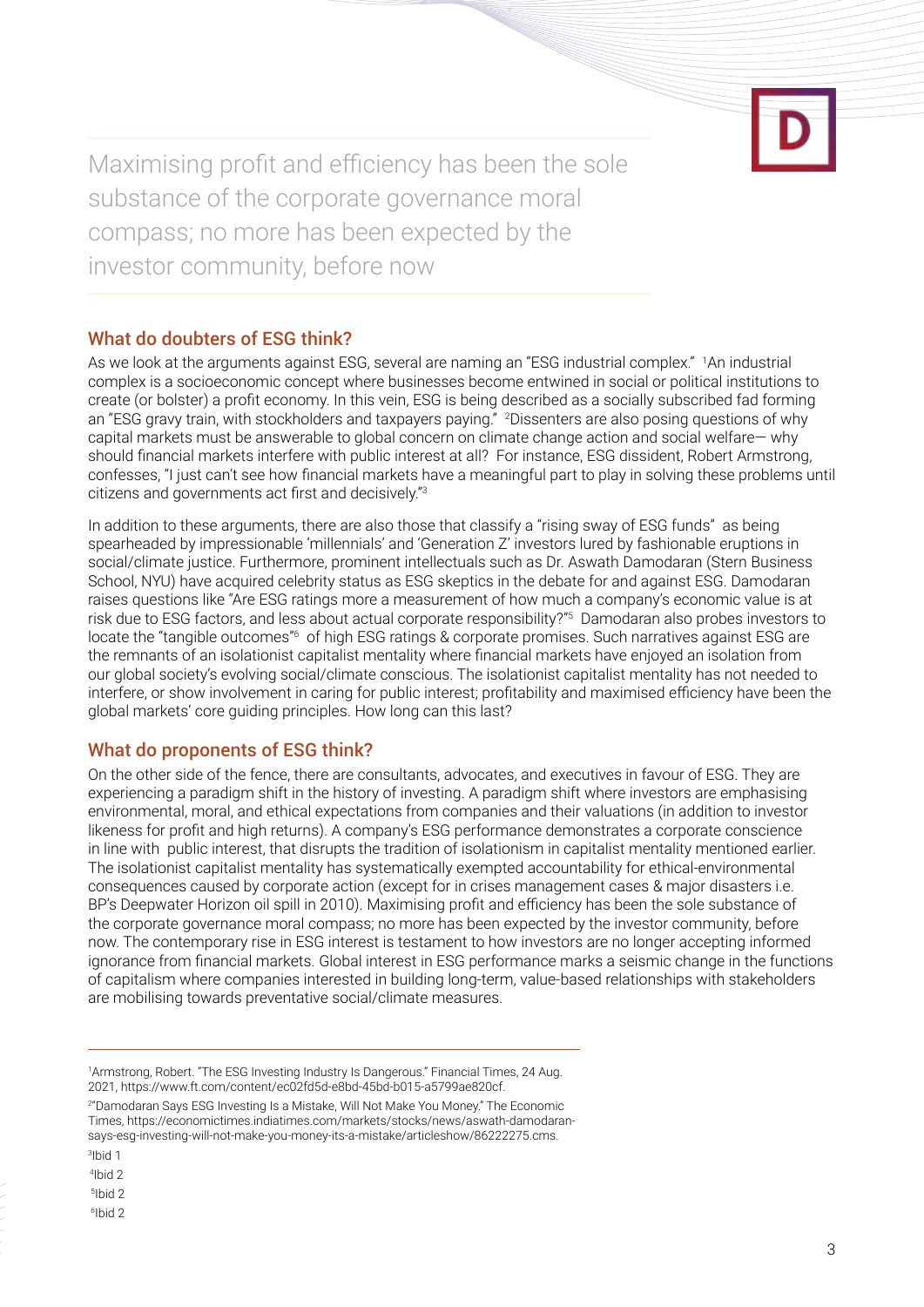> Maximising profit and efficiency has been the sole substance of the corporate governance moral compass; no more has been expected by the investor community, before now

## What do doubters of ESG think?

As we look at the arguments against ESG, several are naming an "ESG industrial complex." [1]An industrial complex is a socioeconomic concept where businesses become entwined in social or political institutions to create (or bolster) a profit economy. In this vein, ESG is being described as a socially subscribed fad forming an "ESG gravy train, with stockholders and taxpayers paying." [2]Dissenters are also posing questions of why capital markets must be answerable to global concern on climate change action and social welfare— why should financial markets interfere with public interest at all? For instance, ESG dissident, Robert Armstrong, confesses, "I just can't see how financial markets have a meaningful part to play in solving these problems until citizens and governments act first and decisively."[3]

In addition to these arguments, there are also those that classify a "rising sway of ESG funds" as being spearheaded by impressionable 'millennials' and 'Generation Z' investors lured by fashionable eruptions in social/climate justice. Furthermore, prominent intellectuals such as Dr. Aswath Damodaran (Stern Business School, NYU) have acquired celebrity status as ESG skeptics in the debate for and against ESG. Damodaran raises questions like "Are ESG ratings more a measurement of how much a company's economic value is at risk due to ESG factors, and less about actual corporate responsibility?"[5] Damodaran also probes investors to locate the "tangible outcomes"[6] of high ESG ratings & corporate promises. Such narratives against ESG are the remnants of an isolationist capitalist mentality where financial markets have enjoyed an isolation from our global society's evolving social/climate conscious. The isolationist capitalist mentality has not needed to interfere, or show involvement in caring for public interest; profitability and maximised efficiency have been the global markets' core guiding principles. How long can this last?

## What do proponents of ESG think?

On the other side of the fence, there are consultants, advocates, and executives in favour of ESG. They are experiencing a paradigm shift in the history of investing. A paradigm shift where investors are emphasising environmental, moral, and ethical expectations from companies and their valuations (in addition to investor likeness for profit and high returns). A company's ESG performance demonstrates a corporate conscience in line with public interest, that disrupts the tradition of isolationism in capitalist mentality mentioned earlier. The isolationist capitalist mentality has systematically exempted accountability for ethical-environmental consequences caused by corporate action (except for in crises management cases & major disasters i.e. BP's Deepwater Horizon oil spill in 2010). Maximising profit and efficiency has been the sole substance of the corporate governance moral compass; no more has been expected by the investor community, before now. The contemporary rise in ESG interest is testament to how investors are no longer accepting informed ignorance from financial markets. Global interest in ESG performance marks a seismic change in the functions of capitalism where companies interested in building long-term, value-based relationships with stakeholders are mobilising towards preventative social/climate measures.

---

[1]Armstrong, Robert. "The ESG Investing Industry Is Dangerous." Financial Times, 24 Aug. 2021, https://www.ft.com/content/ec02fd5d-e8bd-45bd-b015-a5799ae820cf.

[2]"Damodaran Says ESG Investing Is a Mistake, Will Not Make You Money." The Economic Times, https://economictimes.indiatimes.com/markets/stocks/news/aswath-damodaran-says-esg-investing-will-not-make-you-money-its-a-mistake/articleshow/86222275.cms.

[3]Ibid 1

[4]Ibid 2

[5]Ibid 2

[6]Ibid 2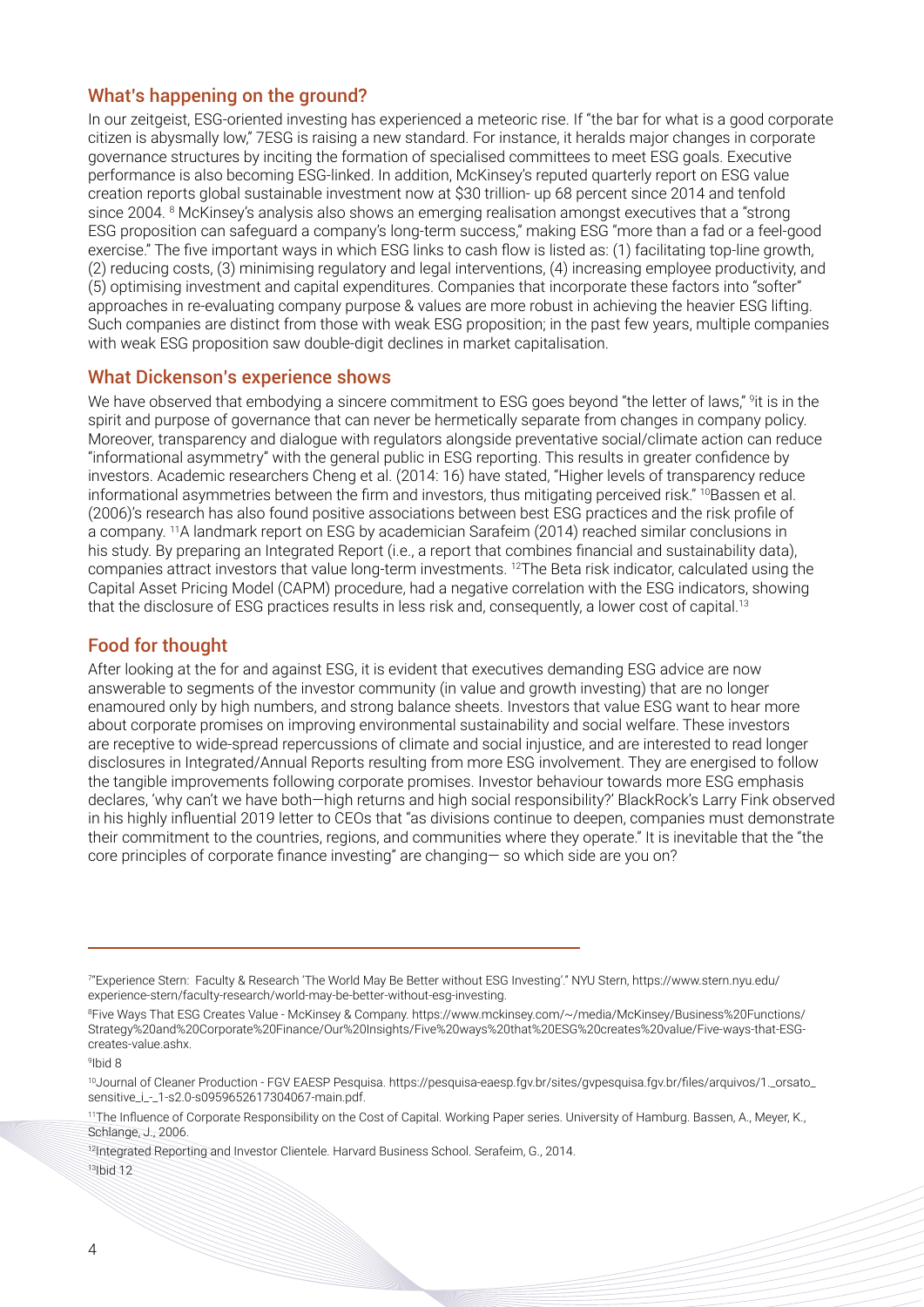## What's happening on the ground?

In our zeitgeist, ESG-oriented investing has experienced a meteoric rise. If "the bar for what is a good corporate citizen is abysmally low," 7ESG is raising a new standard. For instance, it heralds major changes in corporate governance structures by inciting the formation of specialised committees to meet ESG goals. Executive performance is also becoming ESG-linked. In addition, McKinsey's reputed quarterly report on ESG value creation reports global sustainable investment now at $30 trillion- up 68 percent since 2014 and tenfold since 2004. [8] McKinsey's analysis also shows an emerging realisation amongst executives that a "strong ESG proposition can safeguard a company's long-term success," making ESG "more than a fad or a feel-good exercise." The five important ways in which ESG links to cash flow is listed as: (1) facilitating top-line growth, (2) reducing costs, (3) minimising regulatory and legal interventions, (4) increasing employee productivity, and (5) optimising investment and capital expenditures. Companies that incorporate these factors into "softer" approaches in re-evaluating company purpose & values are more robust in achieving the heavier ESG lifting. Such companies are distinct from those with weak ESG proposition; in the past few years, multiple companies with weak ESG proposition saw double-digit declines in market capitalisation.

## What Dickenson's experience shows

We have observed that embodying a sincere commitment to ESG goes beyond "the letter of laws," [9]it is in the spirit and purpose of governance that can never be hermetically separate from changes in company policy. Moreover, transparency and dialogue with regulators alongside preventative social/climate action can reduce "informational asymmetry" with the general public in ESG reporting. This results in greater confidence by investors. Academic researchers Cheng et al. (2014: 16) have stated, "Higher levels of transparency reduce informational asymmetries between the firm and investors, thus mitigating perceived risk." [10]Bassen et al. (2006)'s research has also found positive associations between best ESG practices and the risk profile of a company. [11]A landmark report on ESG by academician Sarafeim (2014) reached similar conclusions in his study. By preparing an Integrated Report (i.e., a report that combines financial and sustainability data), companies attract investors that value long-term investments. [12]The Beta risk indicator, calculated using the Capital Asset Pricing Model (CAPM) procedure, had a negative correlation with the ESG indicators, showing that the disclosure of ESG practices results in less risk and, consequently, a lower cost of capital.[13]

## Food for thought

After looking at the for and against ESG, it is evident that executives demanding ESG advice are now answerable to segments of the investor community (in value and growth investing) that are no longer enamoured only by high numbers, and strong balance sheets. Investors that value ESG want to hear more about corporate promises on improving environmental sustainability and social welfare. These investors are receptive to wide-spread repercussions of climate and social injustice, and are interested to read longer disclosures in Integrated/Annual Reports resulting from more ESG involvement. They are energised to follow the tangible improvements following corporate promises. Investor behaviour towards more ESG emphasis declares, 'why can't we have both—high returns and high social responsibility?' BlackRock's Larry Fink observed in his highly influential 2019 letter to CEOs that "as divisions continue to deepen, companies must demonstrate their commitment to the countries, regions, and communities where they operate." It is inevitable that the "the core principles of corporate finance investing" are changing— so which side are you on?

---

[7]"Experience Stern: Faculty & Research 'The World May Be Better without ESG Investing'." NYU Stern, https://www.stern.nyu.edu/experience-stern/faculty-research/world-may-be-better-without-esg-investing.

[8]Five Ways That ESG Creates Value - McKinsey & Company. https://www.mckinsey.com/~/media/McKinsey/Business%20Functions/Strategy%20and%20Corporate%20Finance/Our%20Insights/Five%20ways%20that%20ESG%20creates%20value/Five-ways-that-ESG-creates-value.ashx.

[9]Ibid 8

[10]Journal of Cleaner Production - FGV EAESP Pesquisa. https://pesquisa-eaesp.fgv.br/sites/gvpesquisa.fgv.br/files/arquivos/1._orsato_sensitive_i_-_1-s2.0-s0959652617304067-main.pdf.

[11]The Influence of Corporate Responsibility on the Cost of Capital. Working Paper series. University of Hamburg. Bassen, A., Meyer, K., Schlange, J., 2006.

[12]Integrated Reporting and Investor Clientele. Harvard Business School. Serafeim, G., 2014.

[13]Ibid 12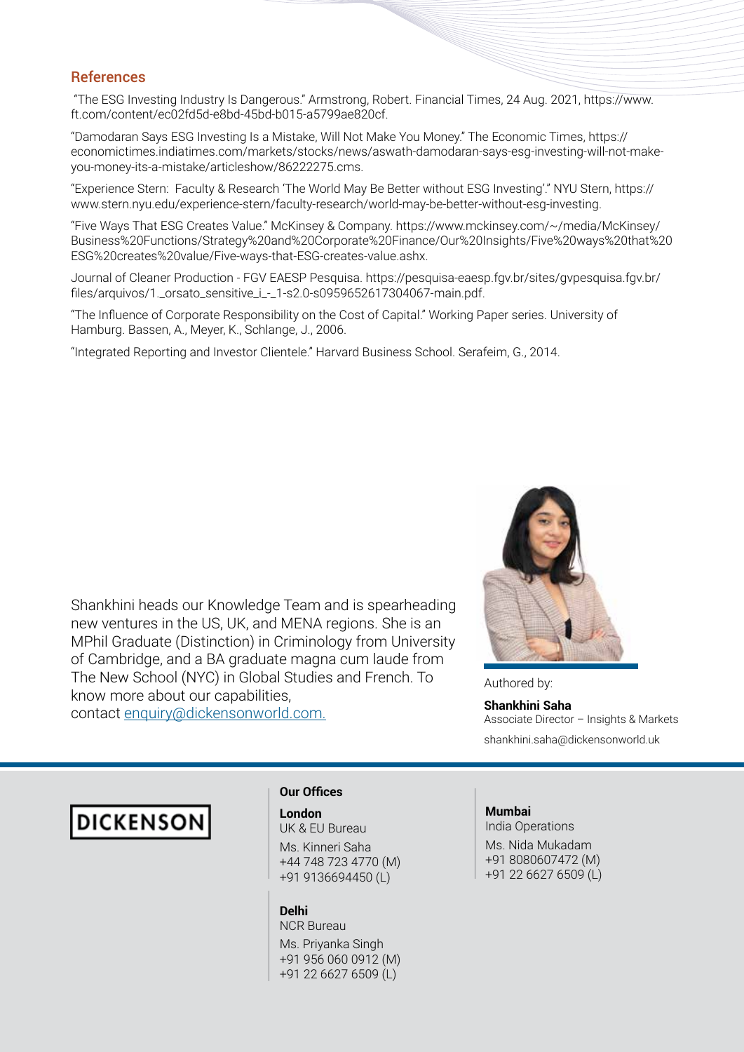## References

"The ESG Investing Industry Is Dangerous." Armstrong, Robert. Financial Times, 24 Aug. 2021, https://www.ft.com/content/ec02fd5d-e8bd-45bd-b015-a5799ae820cf.

"Damodaran Says ESG Investing Is a Mistake, Will Not Make You Money." The Economic Times, https://economictimes.indiatimes.com/markets/stocks/news/aswath-damodaran-says-esg-investing-will-not-make-you-money-its-a-mistake/articleshow/86222275.cms.

"Experience Stern: Faculty & Research 'The World May Be Better without ESG Investing'." NYU Stern, https://www.stern.nyu.edu/experience-stern/faculty-research/world-may-be-better-without-esg-investing.

"Five Ways That ESG Creates Value." McKinsey & Company. https://www.mckinsey.com/~/media/McKinsey/Business%20Functions/Strategy%20and%20Corporate%20Finance/Our%20Insights/Five%20ways%20that%20ESG%20creates%20value/Five-ways-that-ESG-creates-value.ashx.

Journal of Cleaner Production - FGV EAESP Pesquisa. https://pesquisa-eaesp.fgv.br/sites/gvpesquisa.fgv.br/files/arquivos/1._orsato_sensitive_i_-_1-s2.0-s0959652617304067-main.pdf.

"The Influence of Corporate Responsibility on the Cost of Capital." Working Paper series. University of Hamburg. Bassen, A., Meyer, K., Schlange, J., 2006.

"Integrated Reporting and Investor Clientele." Harvard Business School. Serafeim, G., 2014.

Shankhini heads our Knowledge Team and is spearheading new ventures in the US, UK, and MENA regions. She is an MPhil Graduate (Distinction) in Criminology from University of Cambridge, and a BA graduate magna cum laude from The New School (NYC) in Global Studies and French. To know more about our capabilities, contact enquiry@dickensonworld.com.

Authored by:

**Shankhini Saha**
Associate Director – Insights & Markets
shankhini.saha@dickensonworld.uk

DICKENSON

**Our Offices**

**London**
UK & EU Bureau
Ms. Kinneri Saha
+44 748 723 4770 (M)
+91 9136694450 (L)

**Delhi**
NCR Bureau
Ms. Priyanka Singh
+91 956 060 0912 (M)
+91 22 6627 6509 (L)

**Mumbai**
India Operations
Ms. Nida Mukadam
+91 8080607472 (M)
+91 22 6627 6509 (L)